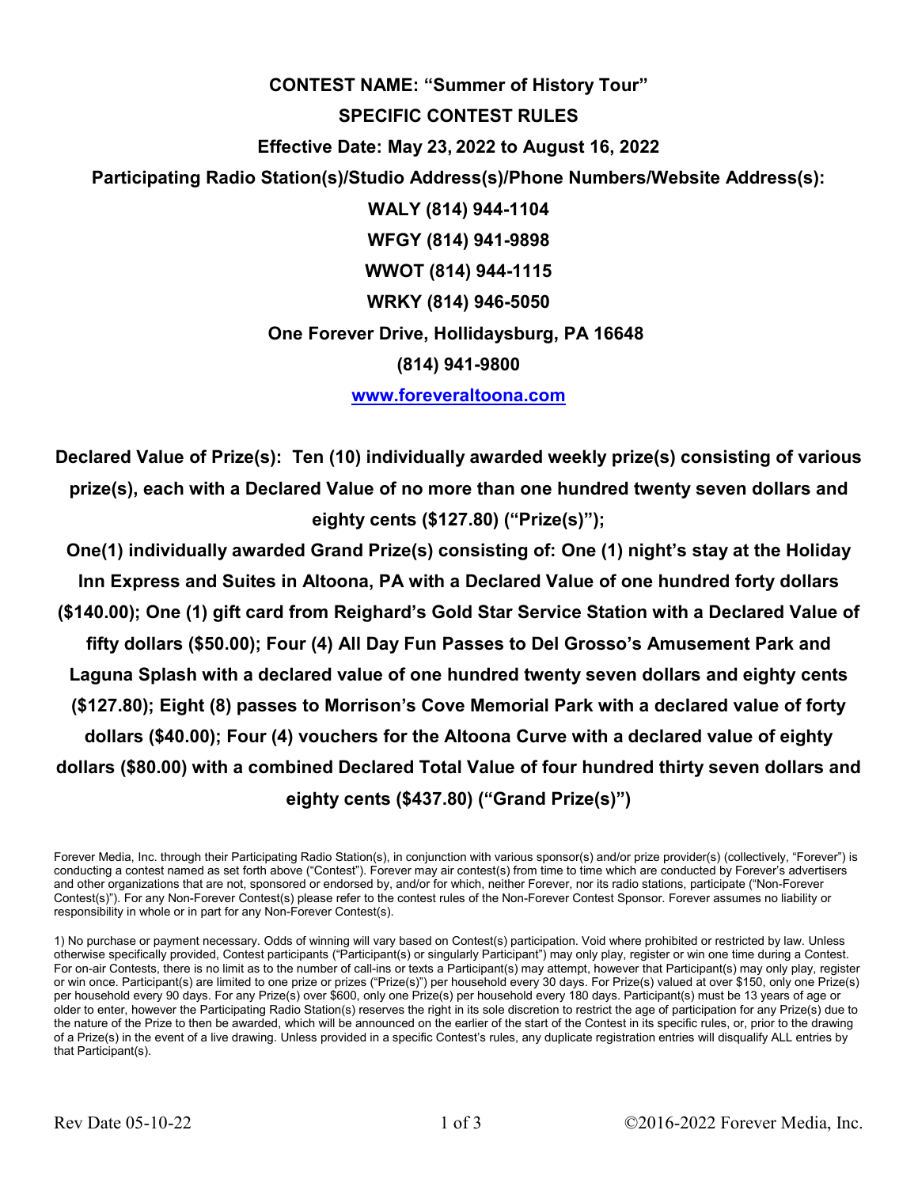# CONTEST NAME: "Summer of History Tour"

## SPECIFIC CONTEST RULES

**Effective Date: May 23, 2022 to August 16, 2022**

**Participating Radio Station(s)/Studio Address(s)/Phone Numbers/Website Address(s):**

**WALY (814) 944-1104**

**WFGY (814) 941-9898**

**WWOT (814) 944-1115**

**WRKY (814) 946-5050**

**One Forever Drive, Hollidaysburg, PA 16648**

**(814) 941-9800**

**[www.foreveraltoona.com](http://www.foreveraltoona.com)**

**Declared Value of Prize(s): Ten (10) individually awarded weekly prize(s) consisting of various prize(s), each with a Declared Value of no more than one hundred twenty seven dollars and eighty cents ($127.80) ("Prize(s)");**

**One(1) individually awarded Grand Prize(s) consisting of: One (1) night's stay at the Holiday Inn Express and Suites in Altoona, PA with a Declared Value of one hundred forty dollars ($140.00); One (1) gift card from Reighard's Gold Star Service Station with a Declared Value of fifty dollars ($50.00); Four (4) All Day Fun Passes to Del Grosso's Amusement Park and Laguna Splash with a declared value of one hundred twenty seven dollars and eighty cents ($127.80); Eight (8) passes to Morrison's Cove Memorial Park with a declared value of forty dollars ($40.00); Four (4) vouchers for the Altoona Curve with a declared value of eighty dollars ($80.00) with a combined Declared Total Value of four hundred thirty seven dollars and eighty cents ($437.80) ("Grand Prize(s)")**

Forever Media, Inc. through their Participating Radio Station(s), in conjunction with various sponsor(s) and/or prize provider(s) (collectively, "Forever") is conducting a contest named as set forth above ("Contest"). Forever may air contest(s) from time to time which are conducted by Forever's advertisers and other organizations that are not, sponsored or endorsed by, and/or for which, neither Forever, nor its radio stations, participate ("Non-Forever Contest(s)"). For any Non-Forever Contest(s) please refer to the contest rules of the Non-Forever Contest Sponsor. Forever assumes no liability or responsibility in whole or in part for any Non-Forever Contest(s).

1) No purchase or payment necessary. Odds of winning will vary based on Contest(s) participation. Void where prohibited or restricted by law. Unless otherwise specifically provided, Contest participants ("Participant(s) or singularly Participant") may only play, register or win one time during a Contest. For on-air Contests, there is no limit as to the number of call-ins or texts a Participant(s) may attempt, however that Participant(s) may only play, register or win once. Participant(s) are limited to one prize or prizes ("Prize(s)") per household every 30 days. For Prize(s) valued at over $150, only one Prize(s) per household every 90 days. For any Prize(s) over $600, only one Prize(s) per household every 180 days. Participant(s) must be 13 years of age or older to enter, however the Participating Radio Station(s) reserves the right in its sole discretion to restrict the age of participation for any Prize(s) due to the nature of the Prize to then be awarded, which will be announced on the earlier of the start of the Contest in its specific rules, or, prior to the drawing of a Prize(s) in the event of a live drawing. Unless provided in a specific Contest's rules, any duplicate registration entries will disqualify ALL entries by that Participant(s).

Rev Date 05-10-22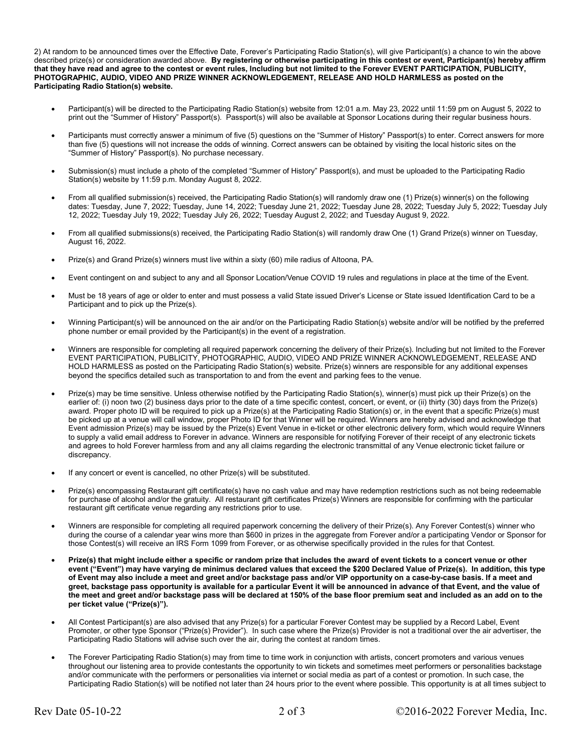2) At random to be announced times over the Effective Date, Forever's Participating Radio Station(s), will give Participant(s) a chance to win the above described prize(s) or consideration awarded above. **By registering or otherwise participating in this contest or event, Participant(s) hereby affirm that they have read and agree to the contest or event rules, Including but not limited to the Forever EVENT PARTICIPATION, PUBLICITY, PHOTOGRAPHIC, AUDIO, VIDEO AND PRIZE WINNER ACKNOWLEDGEMENT, RELEASE AND HOLD HARMLESS as posted on the Participating Radio Station(s) website.**

- Participant(s) will be directed to the Participating Radio Station(s) website from 12:01 a.m. May 23, 2022 until 11:59 pm on August 5, 2022 to print out the "Summer of History" Passport(s). Passport(s) will also be available at Sponsor Locations during their regular business hours.
- Participants must correctly answer a minimum of five (5) questions on the "Summer of History" Passport(s) to enter. Correct answers for more than five (5) questions will not increase the odds of winning. Correct answers can be obtained by visiting the local historic sites on the "Summer of History" Passport(s). No purchase necessary.
- Submission(s) must include a photo of the completed "Summer of History" Passport(s), and must be uploaded to the Participating Radio Station(s) website by 11:59 p.m. Monday August 8, 2022.
- From all qualified submission(s) received, the Participating Radio Station(s) will randomly draw one (1) Prize(s) winner(s) on the following dates: Tuesday, June 7, 2022; Tuesday, June 14, 2022; Tuesday June 21, 2022; Tuesday June 28, 2022; Tuesday July 5, 2022; Tuesday July 12, 2022; Tuesday July 19, 2022; Tuesday July 26, 2022; Tuesday August 2, 2022; and Tuesday August 9, 2022.
- From all qualified submissions(s) received, the Participating Radio Station(s) will randomly draw One (1) Grand Prize(s) winner on Tuesday, August 16, 2022.
- Prize(s) and Grand Prize(s) winners must live within a sixty (60) mile radius of Altoona, PA.
- Event contingent on and subject to any and all Sponsor Location/Venue COVID 19 rules and regulations in place at the time of the Event.
- Must be 18 years of age or older to enter and must possess a valid State issued Driver's License or State issued Identification Card to be a Participant and to pick up the Prize(s).
- Winning Participant(s) will be announced on the air and/or on the Participating Radio Station(s) website and/or will be notified by the preferred phone number or email provided by the Participant(s) in the event of a registration.
- Winners are responsible for completing all required paperwork concerning the delivery of their Prize(s). Including but not limited to the Forever EVENT PARTICIPATION, PUBLICITY, PHOTOGRAPHIC, AUDIO, VIDEO AND PRIZE WINNER ACKNOWLEDGEMENT, RELEASE AND HOLD HARMLESS as posted on the Participating Radio Station(s) website. Prize(s) winners are responsible for any additional expenses beyond the specifics detailed such as transportation to and from the event and parking fees to the venue.
- Prize(s) may be time sensitive. Unless otherwise notified by the Participating Radio Station(s), winner(s) must pick up their Prize(s) on the earlier of: (i) noon two (2) business days prior to the date of a time specific contest, concert, or event, or (ii) thirty (30) days from the Prize(s) award. Proper photo ID will be required to pick up a Prize(s) at the Participating Radio Station(s) or, in the event that a specific Prize(s) must be picked up at a venue will call window, proper Photo ID for that Winner will be required. Winners are hereby advised and acknowledge that Event admission Prize(s) may be issued by the Prize(s) Event Venue in e-ticket or other electronic delivery form, which would require Winners to supply a valid email address to Forever in advance. Winners are responsible for notifying Forever of their receipt of any electronic tickets and agrees to hold Forever harmless from and any all claims regarding the electronic transmittal of any Venue electronic ticket failure or discrepancy.
- If any concert or event is cancelled, no other Prize(s) will be substituted.
- Prize(s) encompassing Restaurant gift certificate(s) have no cash value and may have redemption restrictions such as not being redeemable for purchase of alcohol and/or the gratuity. All restaurant gift certificates Prize(s) Winners are responsible for confirming with the particular restaurant gift certificate venue regarding any restrictions prior to use.
- Winners are responsible for completing all required paperwork concerning the delivery of their Prize(s). Any Forever Contest(s) winner who during the course of a calendar year wins more than $600 in prizes in the aggregate from Forever and/or a participating Vendor or Sponsor for those Contest(s) will receive an IRS Form 1099 from Forever, or as otherwise specifically provided in the rules for that Contest.
- **Prize(s) that might include either a specific or random prize that includes the award of event tickets to a concert venue or other event ("Event") may have varying de minimus declared values that exceed the $200 Declared Value of Prize(s). In addition, this type of Event may also include a meet and greet and/or backstage pass and/or VIP opportunity on a case-by-case basis. If a meet and greet, backstage pass opportunity is available for a particular Event it will be announced in advance of that Event, and the value of the meet and greet and/or backstage pass will be declared at 150% of the base floor premium seat and included as an add on to the per ticket value ("Prize(s)").**
- All Contest Participant(s) are also advised that any Prize(s) for a particular Forever Contest may be supplied by a Record Label, Event Promoter, or other type Sponsor ("Prize(s) Provider"). In such case where the Prize(s) Provider is not a traditional over the air advertiser, the Participating Radio Stations will advise such over the air, during the contest at random times.
- The Forever Participating Radio Station(s) may from time to time work in conjunction with artists, concert promoters and various venues throughout our listening area to provide contestants the opportunity to win tickets and sometimes meet performers or personalities backstage and/or communicate with the performers or personalities via internet or social media as part of a contest or promotion. In such case, the Participating Radio Station(s) will be notified not later than 24 hours prior to the event where possible. This opportunity is at all times subject to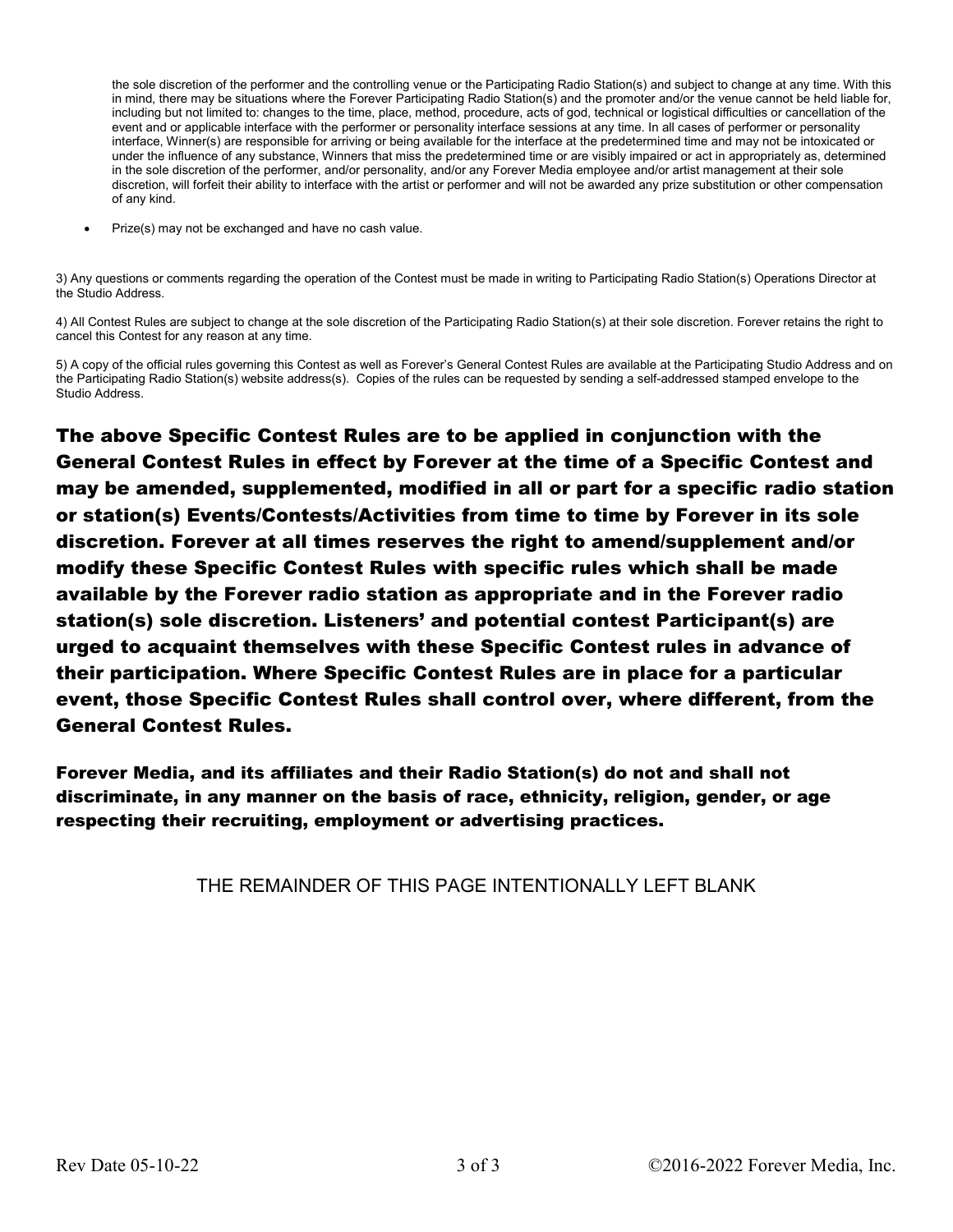the sole discretion of the performer and the controlling venue or the Participating Radio Station(s) and subject to change at any time. With this in mind, there may be situations where the Forever Participating Radio Station(s) and the promoter and/or the venue cannot be held liable for, including but not limited to: changes to the time, place, method, procedure, acts of god, technical or logistical difficulties or cancellation of the event and or applicable interface with the performer or personality interface sessions at any time. In all cases of performer or personality interface, Winner(s) are responsible for arriving or being available for the interface at the predetermined time and may not be intoxicated or under the influence of any substance, Winners that miss the predetermined time or are visibly impaired or act in appropriately as, determined in the sole discretion of the performer, and/or personality, and/or any Forever Media employee and/or artist management at their sole discretion, will forfeit their ability to interface with the artist or performer and will not be awarded any prize substitution or other compensation of any kind.

- Prize(s) may not be exchanged and have no cash value.

3) Any questions or comments regarding the operation of the Contest must be made in writing to Participating Radio Station(s) Operations Director at the Studio Address.

4) All Contest Rules are subject to change at the sole discretion of the Participating Radio Station(s) at their sole discretion. Forever retains the right to cancel this Contest for any reason at any time.

5) A copy of the official rules governing this Contest as well as Forever's General Contest Rules are available at the Participating Studio Address and on the Participating Radio Station(s) website address(s). Copies of the rules can be requested by sending a self-addressed stamped envelope to the Studio Address.

**The above Specific Contest Rules are to be applied in conjunction with the General Contest Rules in effect by Forever at the time of a Specific Contest and may be amended, supplemented, modified in all or part for a specific radio station or station(s) Events/Contests/Activities from time to time by Forever in its sole discretion. Forever at all times reserves the right to amend/supplement and/or modify these Specific Contest Rules with specific rules which shall be made available by the Forever radio station as appropriate and in the Forever radio station(s) sole discretion. Listeners' and potential contest Participant(s) are urged to acquaint themselves with these Specific Contest rules in advance of their participation. Where Specific Contest Rules are in place for a particular event, those Specific Contest Rules shall control over, where different, from the General Contest Rules.**

**Forever Media, and its affiliates and their Radio Station(s) do not and shall not discriminate, in any manner on the basis of race, ethnicity, religion, gender, or age respecting their recruiting, employment or advertising practices.**

THE REMAINDER OF THIS PAGE INTENTIONALLY LEFT BLANK

Rev Date 05-10-22 ©2016-2022 Forever Media, Inc.